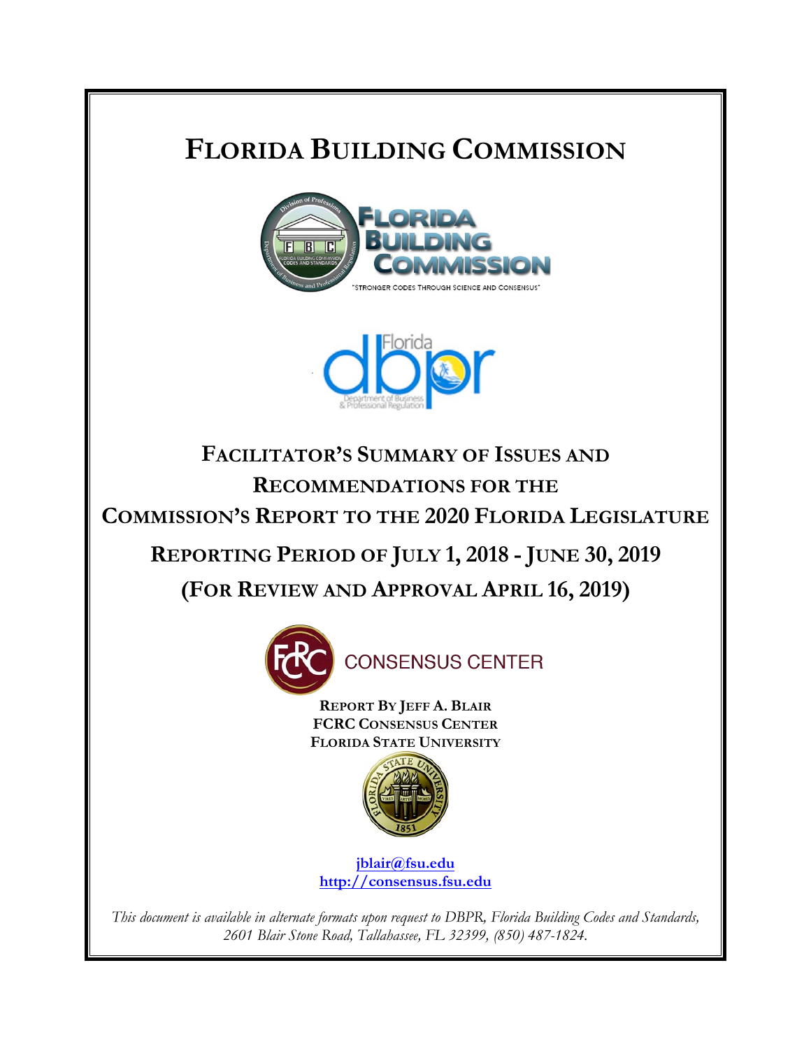# FLORIDA BUILDING COMMISSION

## FACILITATOR'S SUMMARY OF ISSUES AND RECOMMENDATIONS FOR THE COMMISSION'S REPORT TO THE 2020 FLORIDA LEGISLATURE

## REPORTING PERIOD OF JULY 1, 2018 - JUNE 30, 2019

## (FOR REVIEW AND APPROVAL APRIL 16, 2019)

**REPORT BY JEFF A. BLAIR**
**FCRC CONSENSUS CENTER**
**FLORIDA STATE UNIVERSITY**

jblair@fsu.edu
http://consensus.fsu.edu

*This document is available in alternate formats upon request to DBPR, Florida Building Codes and Standards, 2601 Blair Stone Road, Tallahassee, FL 32399, (850) 487-1824.*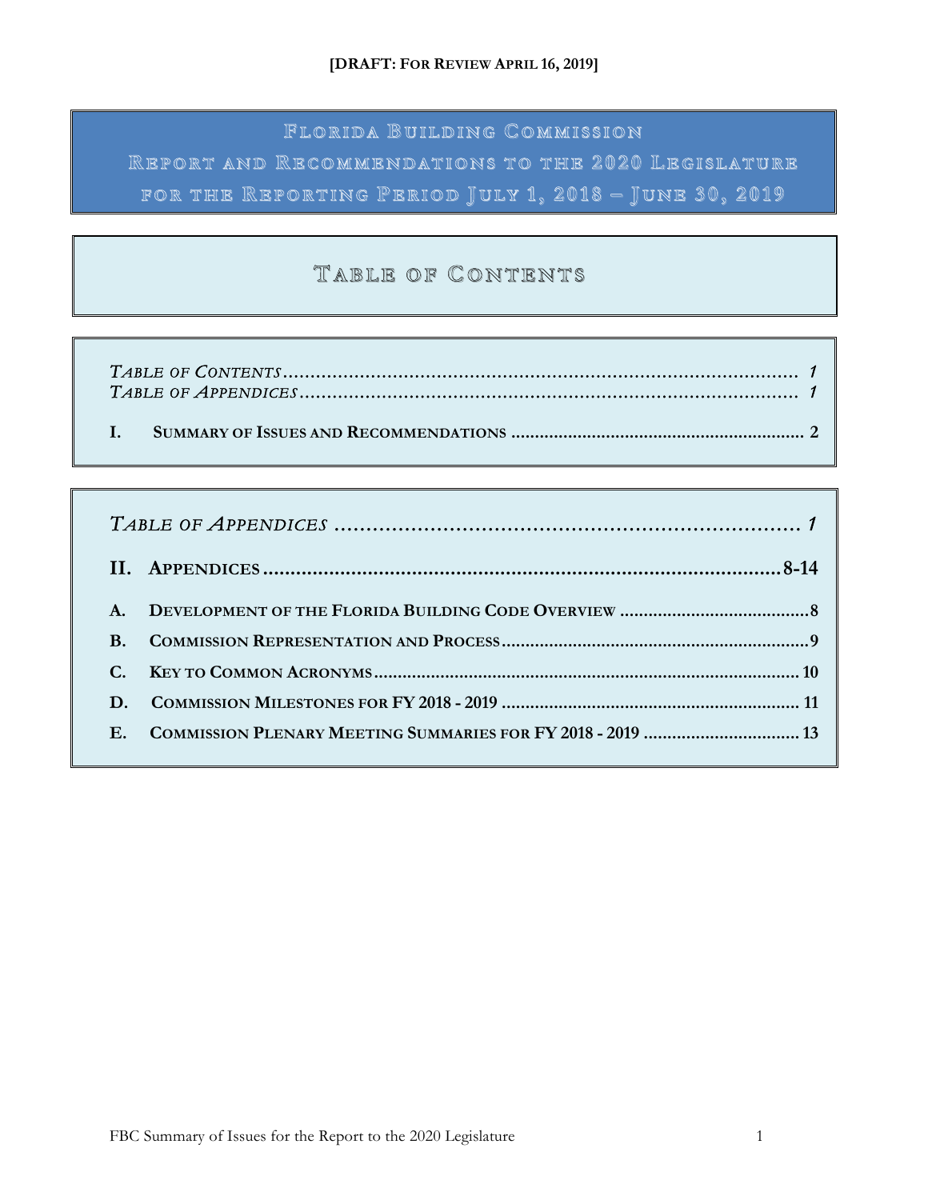**[DRAFT: FOR REVIEW APRIL 16, 2019]**

# FLORIDA BUILDING COMMISSION
# REPORT AND RECOMMENDATIONS TO THE 2020 LEGISLATURE
# FOR THE REPORTING PERIOD JULY 1, 2018 – JUNE 30, 2019

## TABLE OF CONTENTS

*TABLE OF CONTENTS* .................................................................................... *1*
*TABLE OF APPENDICES* ................................................................................. *1*

**I. SUMMARY OF ISSUES AND RECOMMENDATIONS** ................................................ **2**

*TABLE OF APPENDICES* ........................................................................ *1*

**II. APPENDICES** ........................................................................................ **8-14**

**A. DEVELOPMENT OF THE FLORIDA BUILDING CODE OVERVIEW** ................................ **8**

**B. COMMISSION REPRESENTATION AND PROCESS** .................................................... **9**

**C. KEY TO COMMON ACRONYMS** .............................................................................. **10**

**D. COMMISSION MILESTONES FOR FY 2018 - 2019** ................................................... **11**

**E. COMMISSION PLENARY MEETING SUMMARIES FOR FY 2018 - 2019** ......................... **13**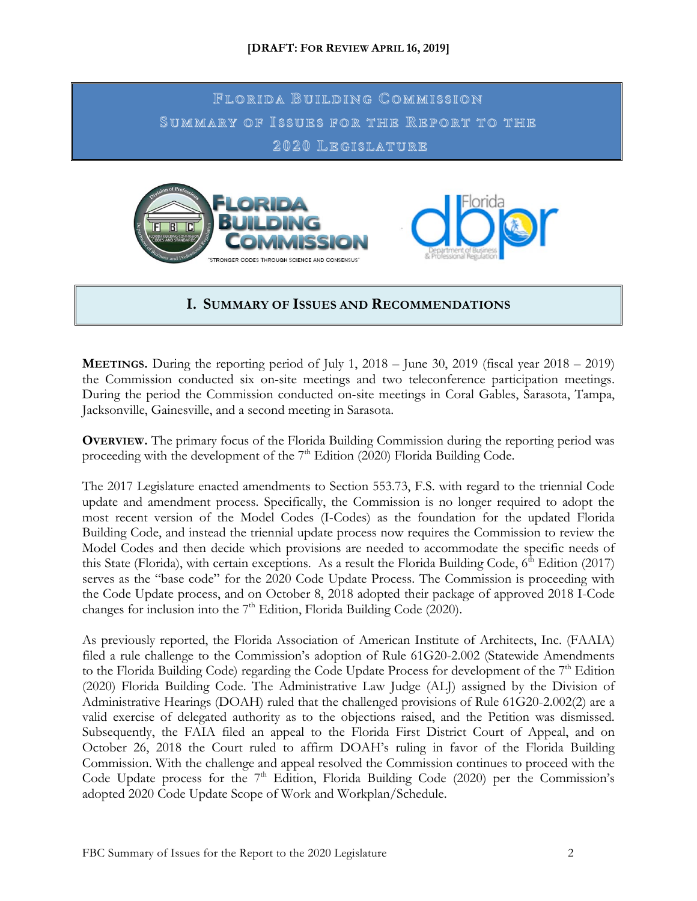**[DRAFT: FOR REVIEW APRIL 16, 2019]**

# FLORIDA BUILDING COMMISSION
# SUMMARY OF ISSUES FOR THE REPORT TO THE 2020 LEGISLATURE

## I. SUMMARY OF ISSUES AND RECOMMENDATIONS

**MEETINGS.** During the reporting period of July 1, 2018 – June 30, 2019 (fiscal year 2018 – 2019) the Commission conducted six on-site meetings and two teleconference participation meetings. During the period the Commission conducted on-site meetings in Coral Gables, Sarasota, Tampa, Jacksonville, Gainesville, and a second meeting in Sarasota.

**OVERVIEW.** The primary focus of the Florida Building Commission during the reporting period was proceeding with the development of the 7th Edition (2020) Florida Building Code.

The 2017 Legislature enacted amendments to Section 553.73, F.S. with regard to the triennial Code update and amendment process. Specifically, the Commission is no longer required to adopt the most recent version of the Model Codes (I-Codes) as the foundation for the updated Florida Building Code, and instead the triennial update process now requires the Commission to review the Model Codes and then decide which provisions are needed to accommodate the specific needs of this State (Florida), with certain exceptions. As a result the Florida Building Code, 6th Edition (2017) serves as the "base code" for the 2020 Code Update Process. The Commission is proceeding with the Code Update process, and on October 8, 2018 adopted their package of approved 2018 I-Code changes for inclusion into the 7th Edition, Florida Building Code (2020).

As previously reported, the Florida Association of American Institute of Architects, Inc. (FAAIA) filed a rule challenge to the Commission's adoption of Rule 61G20-2.002 (Statewide Amendments to the Florida Building Code) regarding the Code Update Process for development of the 7th Edition (2020) Florida Building Code. The Administrative Law Judge (ALJ) assigned by the Division of Administrative Hearings (DOAH) ruled that the challenged provisions of Rule 61G20-2.002(2) are a valid exercise of delegated authority as to the objections raised, and the Petition was dismissed. Subsequently, the FAIA filed an appeal to the Florida First District Court of Appeal, and on October 26, 2018 the Court ruled to affirm DOAH's ruling in favor of the Florida Building Commission. With the challenge and appeal resolved the Commission continues to proceed with the Code Update process for the 7th Edition, Florida Building Code (2020) per the Commission's adopted 2020 Code Update Scope of Work and Workplan/Schedule.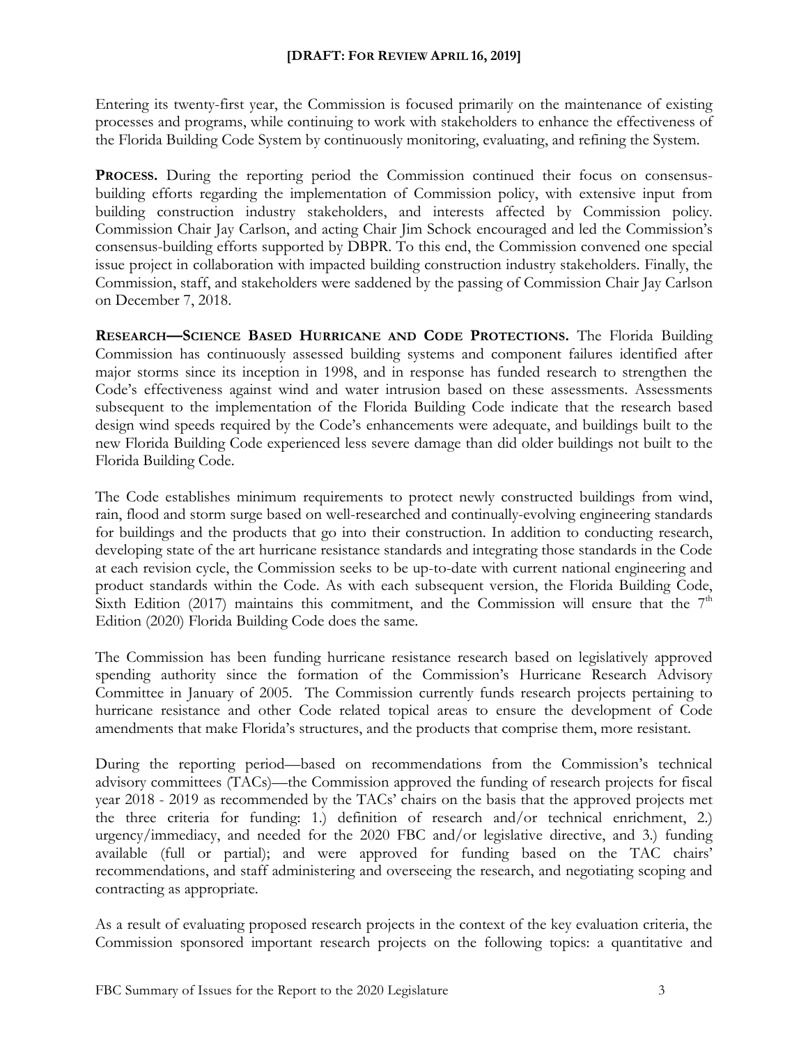Entering its twenty-first year, the Commission is focused primarily on the maintenance of existing processes and programs, while continuing to work with stakeholders to enhance the effectiveness of the Florida Building Code System by continuously monitoring, evaluating, and refining the System.

**PROCESS.** During the reporting period the Commission continued their focus on consensus-building efforts regarding the implementation of Commission policy, with extensive input from building construction industry stakeholders, and interests affected by Commission policy. Commission Chair Jay Carlson, and acting Chair Jim Schock encouraged and led the Commission's consensus-building efforts supported by DBPR. To this end, the Commission convened one special issue project in collaboration with impacted building construction industry stakeholders. Finally, the Commission, staff, and stakeholders were saddened by the passing of Commission Chair Jay Carlson on December 7, 2018.

**RESEARCH—SCIENCE BASED HURRICANE AND CODE PROTECTIONS.** The Florida Building Commission has continuously assessed building systems and component failures identified after major storms since its inception in 1998, and in response has funded research to strengthen the Code's effectiveness against wind and water intrusion based on these assessments. Assessments subsequent to the implementation of the Florida Building Code indicate that the research based design wind speeds required by the Code's enhancements were adequate, and buildings built to the new Florida Building Code experienced less severe damage than did older buildings not built to the Florida Building Code.

The Code establishes minimum requirements to protect newly constructed buildings from wind, rain, flood and storm surge based on well-researched and continually-evolving engineering standards for buildings and the products that go into their construction. In addition to conducting research, developing state of the art hurricane resistance standards and integrating those standards in the Code at each revision cycle, the Commission seeks to be up-to-date with current national engineering and product standards within the Code. As with each subsequent version, the Florida Building Code, Sixth Edition (2017) maintains this commitment, and the Commission will ensure that the 7th Edition (2020) Florida Building Code does the same.

The Commission has been funding hurricane resistance research based on legislatively approved spending authority since the formation of the Commission's Hurricane Research Advisory Committee in January of 2005. The Commission currently funds research projects pertaining to hurricane resistance and other Code related topical areas to ensure the development of Code amendments that make Florida's structures, and the products that comprise them, more resistant.

During the reporting period—based on recommendations from the Commission's technical advisory committees (TACs)—the Commission approved the funding of research projects for fiscal year 2018 - 2019 as recommended by the TACs' chairs on the basis that the approved projects met the three criteria for funding: 1.) definition of research and/or technical enrichment, 2.) urgency/immediacy, and needed for the 2020 FBC and/or legislative directive, and 3.) funding available (full or partial); and were approved for funding based on the TAC chairs' recommendations, and staff administering and overseeing the research, and negotiating scoping and contracting as appropriate.

As a result of evaluating proposed research projects in the context of the key evaluation criteria, the Commission sponsored important research projects on the following topics: a quantitative and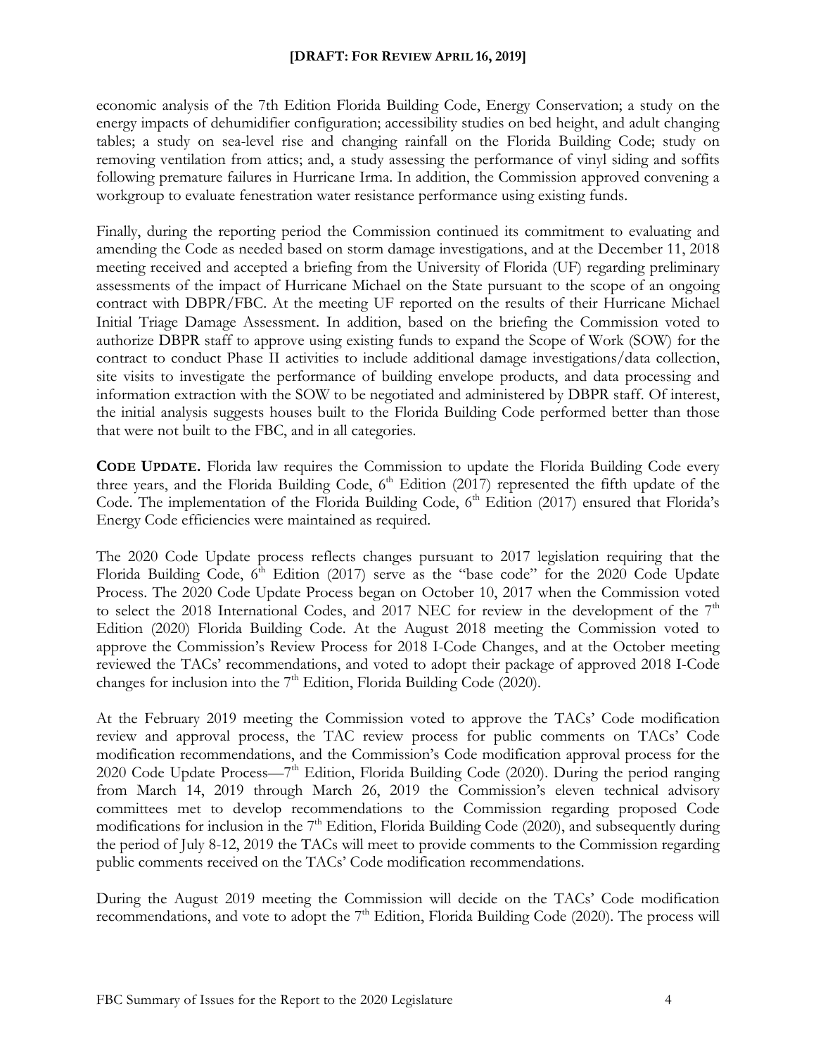economic analysis of the 7th Edition Florida Building Code, Energy Conservation; a study on the energy impacts of dehumidifier configuration; accessibility studies on bed height, and adult changing tables; a study on sea-level rise and changing rainfall on the Florida Building Code; study on removing ventilation from attics; and, a study assessing the performance of vinyl siding and soffits following premature failures in Hurricane Irma. In addition, the Commission approved convening a workgroup to evaluate fenestration water resistance performance using existing funds.

Finally, during the reporting period the Commission continued its commitment to evaluating and amending the Code as needed based on storm damage investigations, and at the December 11, 2018 meeting received and accepted a briefing from the University of Florida (UF) regarding preliminary assessments of the impact of Hurricane Michael on the State pursuant to the scope of an ongoing contract with DBPR/FBC. At the meeting UF reported on the results of their Hurricane Michael Initial Triage Damage Assessment. In addition, based on the briefing the Commission voted to authorize DBPR staff to approve using existing funds to expand the Scope of Work (SOW) for the contract to conduct Phase II activities to include additional damage investigations/data collection, site visits to investigate the performance of building envelope products, and data processing and information extraction with the SOW to be negotiated and administered by DBPR staff. Of interest, the initial analysis suggests houses built to the Florida Building Code performed better than those that were not built to the FBC, and in all categories.

**CODE UPDATE.** Florida law requires the Commission to update the Florida Building Code every three years, and the Florida Building Code, 6th Edition (2017) represented the fifth update of the Code. The implementation of the Florida Building Code, 6th Edition (2017) ensured that Florida's Energy Code efficiencies were maintained as required.

The 2020 Code Update process reflects changes pursuant to 2017 legislation requiring that the Florida Building Code, 6th Edition (2017) serve as the "base code" for the 2020 Code Update Process. The 2020 Code Update Process began on October 10, 2017 when the Commission voted to select the 2018 International Codes, and 2017 NEC for review in the development of the 7th Edition (2020) Florida Building Code. At the August 2018 meeting the Commission voted to approve the Commission's Review Process for 2018 I-Code Changes, and at the October meeting reviewed the TACs' recommendations, and voted to adopt their package of approved 2018 I-Code changes for inclusion into the 7th Edition, Florida Building Code (2020).

At the February 2019 meeting the Commission voted to approve the TACs' Code modification review and approval process, the TAC review process for public comments on TACs' Code modification recommendations, and the Commission's Code modification approval process for the 2020 Code Update Process—7th Edition, Florida Building Code (2020). During the period ranging from March 14, 2019 through March 26, 2019 the Commission's eleven technical advisory committees met to develop recommendations to the Commission regarding proposed Code modifications for inclusion in the 7th Edition, Florida Building Code (2020), and subsequently during the period of July 8-12, 2019 the TACs will meet to provide comments to the Commission regarding public comments received on the TACs' Code modification recommendations.

During the August 2019 meeting the Commission will decide on the TACs' Code modification recommendations, and vote to adopt the 7th Edition, Florida Building Code (2020). The process will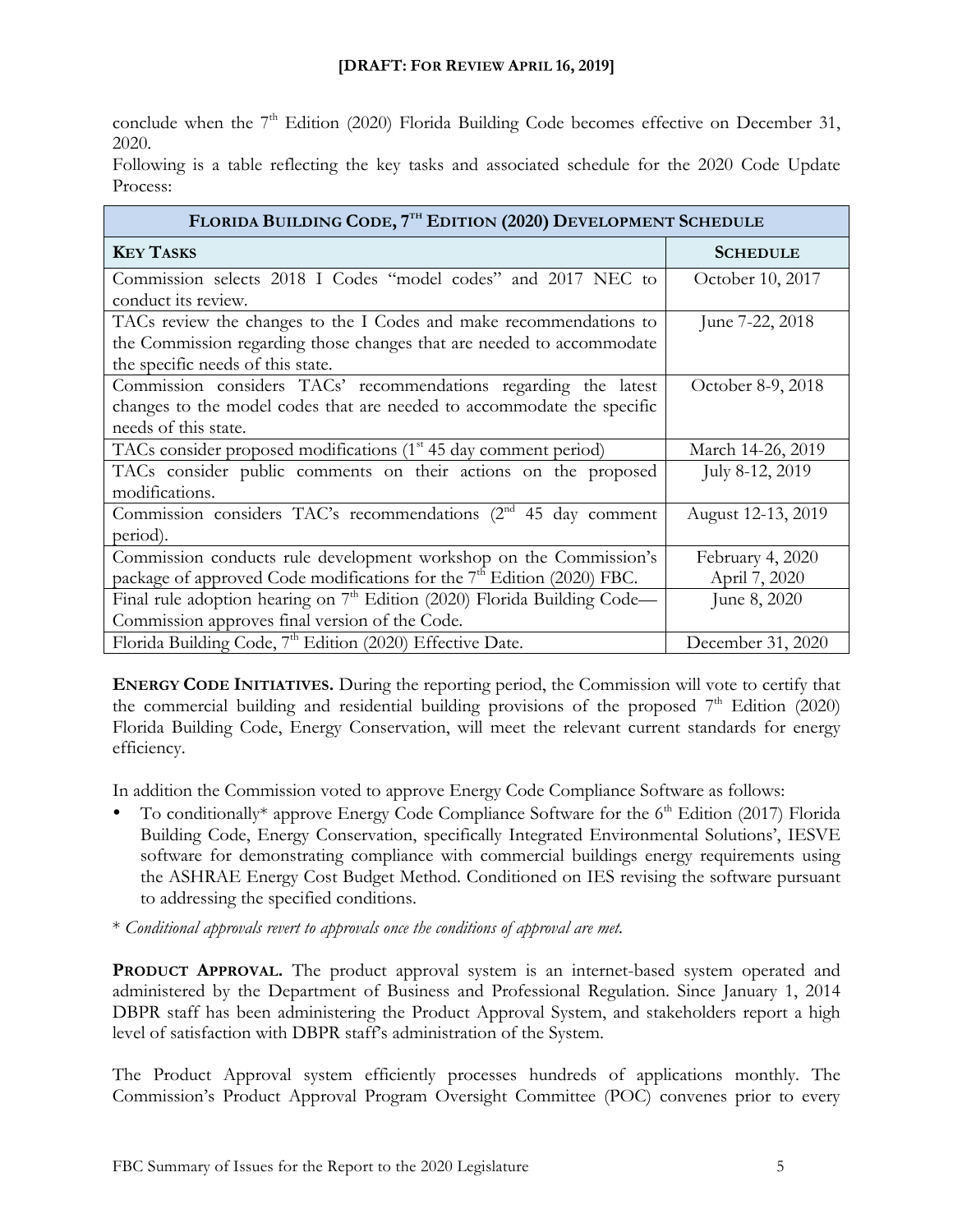conclude when the 7th Edition (2020) Florida Building Code becomes effective on December 31, 2020.

Following is a table reflecting the key tasks and associated schedule for the 2020 Code Update Process:

| **FLORIDA BUILDING CODE, 7TH EDITION (2020) DEVELOPMENT SCHEDULE** | |
|---|---|
| **KEY TASKS** | **SCHEDULE** |
| Commission selects 2018 I Codes "model codes" and 2017 NEC to conduct its review. | October 10, 2017 |
| TACs review the changes to the I Codes and make recommendations to the Commission regarding those changes that are needed to accommodate the specific needs of this state. | June 7-22, 2018 |
| Commission considers TACs' recommendations regarding the latest changes to the model codes that are needed to accommodate the specific needs of this state. | October 8-9, 2018 |
| TACs consider proposed modifications (1st 45 day comment period) | March 14-26, 2019 |
| TACs consider public comments on their actions on the proposed modifications. | July 8-12, 2019 |
| Commission considers TAC's recommendations (2nd 45 day comment period). | August 12-13, 2019 |
| Commission conducts rule development workshop on the Commission's package of approved Code modifications for the 7th Edition (2020) FBC. | February 4, 2020<br>April 7, 2020 |
| Final rule adoption hearing on 7th Edition (2020) Florida Building Code—Commission approves final version of the Code. | June 8, 2020 |
| Florida Building Code, 7th Edition (2020) Effective Date. | December 31, 2020 |

**ENERGY CODE INITIATIVES.** During the reporting period, the Commission will vote to certify that the commercial building and residential building provisions of the proposed 7th Edition (2020) Florida Building Code, Energy Conservation, will meet the relevant current standards for energy efficiency.

In addition the Commission voted to approve Energy Code Compliance Software as follows:

- To conditionally* approve Energy Code Compliance Software for the 6th Edition (2017) Florida Building Code, Energy Conservation, specifically Integrated Environmental Solutions', IESVE software for demonstrating compliance with commercial buildings energy requirements using the ASHRAE Energy Cost Budget Method. Conditioned on IES revising the software pursuant to addressing the specified conditions.

* *Conditional approvals revert to approvals once the conditions of approval are met.*

**PRODUCT APPROVAL.** The product approval system is an internet-based system operated and administered by the Department of Business and Professional Regulation. Since January 1, 2014 DBPR staff has been administering the Product Approval System, and stakeholders report a high level of satisfaction with DBPR staff's administration of the System.

The Product Approval system efficiently processes hundreds of applications monthly. The Commission's Product Approval Program Oversight Committee (POC) convenes prior to every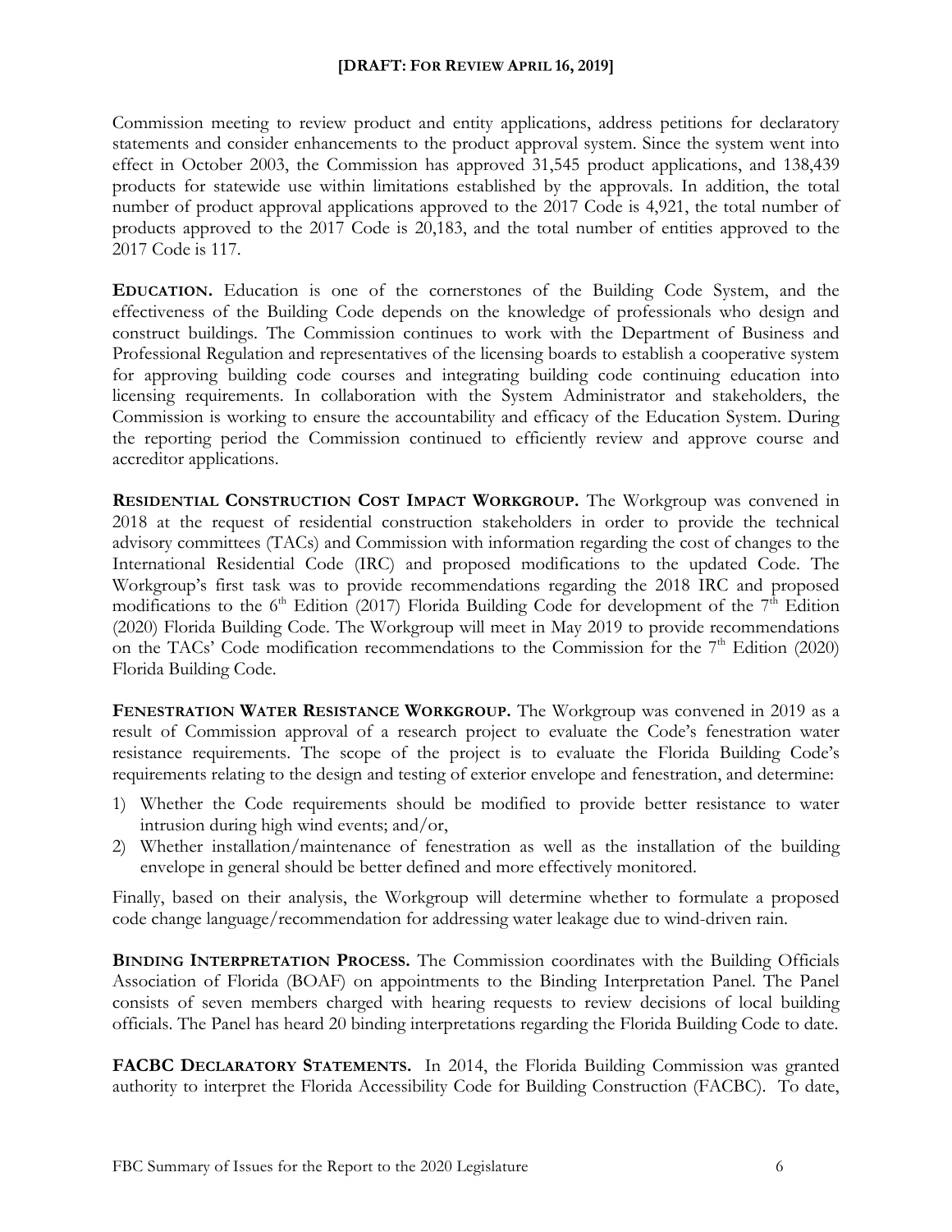Commission meeting to review product and entity applications, address petitions for declaratory statements and consider enhancements to the product approval system. Since the system went into effect in October 2003, the Commission has approved 31,545 product applications, and 138,439 products for statewide use within limitations established by the approvals. In addition, the total number of product approval applications approved to the 2017 Code is 4,921, the total number of products approved to the 2017 Code is 20,183, and the total number of entities approved to the 2017 Code is 117.

**EDUCATION.** Education is one of the cornerstones of the Building Code System, and the effectiveness of the Building Code depends on the knowledge of professionals who design and construct buildings. The Commission continues to work with the Department of Business and Professional Regulation and representatives of the licensing boards to establish a cooperative system for approving building code courses and integrating building code continuing education into licensing requirements. In collaboration with the System Administrator and stakeholders, the Commission is working to ensure the accountability and efficacy of the Education System. During the reporting period the Commission continued to efficiently review and approve course and accreditor applications.

**RESIDENTIAL CONSTRUCTION COST IMPACT WORKGROUP.** The Workgroup was convened in 2018 at the request of residential construction stakeholders in order to provide the technical advisory committees (TACs) and Commission with information regarding the cost of changes to the International Residential Code (IRC) and proposed modifications to the updated Code. The Workgroup's first task was to provide recommendations regarding the 2018 IRC and proposed modifications to the 6th Edition (2017) Florida Building Code for development of the 7th Edition (2020) Florida Building Code. The Workgroup will meet in May 2019 to provide recommendations on the TACs' Code modification recommendations to the Commission for the 7th Edition (2020) Florida Building Code.

**FENESTRATION WATER RESISTANCE WORKGROUP.** The Workgroup was convened in 2019 as a result of Commission approval of a research project to evaluate the Code's fenestration water resistance requirements. The scope of the project is to evaluate the Florida Building Code's requirements relating to the design and testing of exterior envelope and fenestration, and determine:

1) Whether the Code requirements should be modified to provide better resistance to water intrusion during high wind events; and/or,
2) Whether installation/maintenance of fenestration as well as the installation of the building envelope in general should be better defined and more effectively monitored.

Finally, based on their analysis, the Workgroup will determine whether to formulate a proposed code change language/recommendation for addressing water leakage due to wind-driven rain.

**BINDING INTERPRETATION PROCESS.** The Commission coordinates with the Building Officials Association of Florida (BOAF) on appointments to the Binding Interpretation Panel. The Panel consists of seven members charged with hearing requests to review decisions of local building officials. The Panel has heard 20 binding interpretations regarding the Florida Building Code to date.

**FACBC DECLARATORY STATEMENTS.** In 2014, the Florida Building Commission was granted authority to interpret the Florida Accessibility Code for Building Construction (FACBC). To date,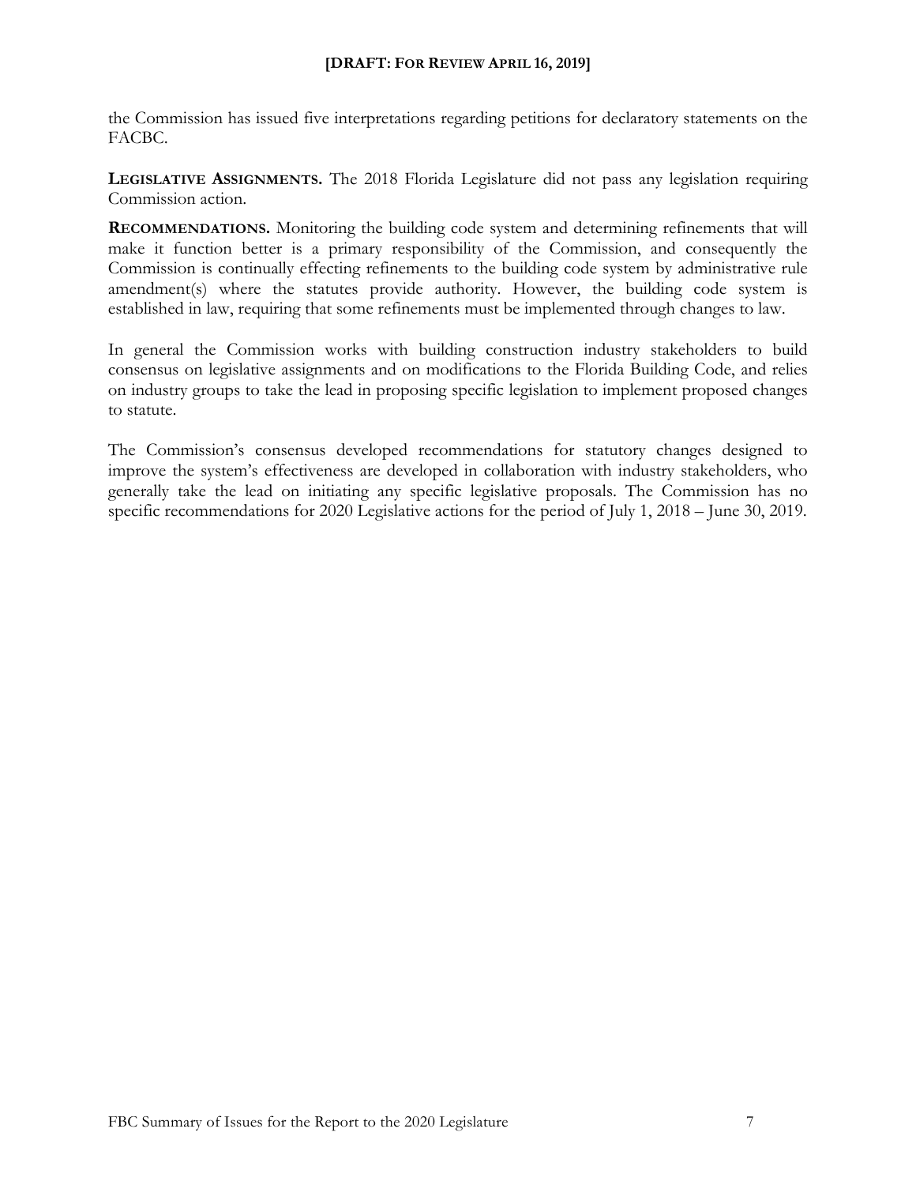the Commission has issued five interpretations regarding petitions for declaratory statements on the FACBC.

**LEGISLATIVE ASSIGNMENTS.** The 2018 Florida Legislature did not pass any legislation requiring Commission action.

**RECOMMENDATIONS.** Monitoring the building code system and determining refinements that will make it function better is a primary responsibility of the Commission, and consequently the Commission is continually effecting refinements to the building code system by administrative rule amendment(s) where the statutes provide authority. However, the building code system is established in law, requiring that some refinements must be implemented through changes to law.

In general the Commission works with building construction industry stakeholders to build consensus on legislative assignments and on modifications to the Florida Building Code, and relies on industry groups to take the lead in proposing specific legislation to implement proposed changes to statute.

The Commission's consensus developed recommendations for statutory changes designed to improve the system's effectiveness are developed in collaboration with industry stakeholders, who generally take the lead on initiating any specific legislative proposals. The Commission has no specific recommendations for 2020 Legislative actions for the period of July 1, 2018 – June 30, 2019.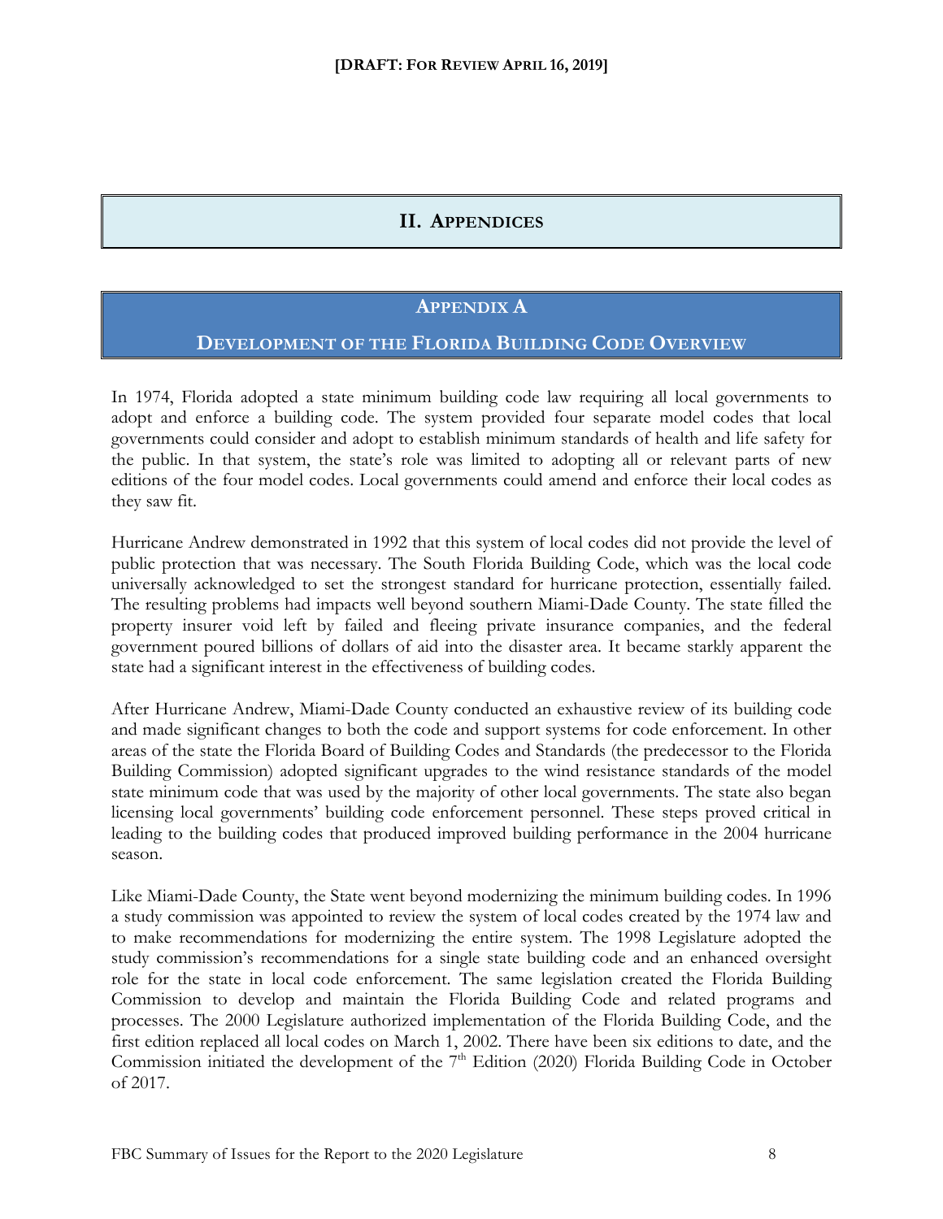# II. Appendices

## Appendix A

## Development of the Florida Building Code Overview

In 1974, Florida adopted a state minimum building code law requiring all local governments to adopt and enforce a building code. The system provided four separate model codes that local governments could consider and adopt to establish minimum standards of health and life safety for the public. In that system, the state's role was limited to adopting all or relevant parts of new editions of the four model codes. Local governments could amend and enforce their local codes as they saw fit.

Hurricane Andrew demonstrated in 1992 that this system of local codes did not provide the level of public protection that was necessary. The South Florida Building Code, which was the local code universally acknowledged to set the strongest standard for hurricane protection, essentially failed. The resulting problems had impacts well beyond southern Miami-Dade County. The state filled the property insurer void left by failed and fleeing private insurance companies, and the federal government poured billions of dollars of aid into the disaster area. It became starkly apparent the state had a significant interest in the effectiveness of building codes.

After Hurricane Andrew, Miami-Dade County conducted an exhaustive review of its building code and made significant changes to both the code and support systems for code enforcement. In other areas of the state the Florida Board of Building Codes and Standards (the predecessor to the Florida Building Commission) adopted significant upgrades to the wind resistance standards of the model state minimum code that was used by the majority of other local governments. The state also began licensing local governments' building code enforcement personnel. These steps proved critical in leading to the building codes that produced improved building performance in the 2004 hurricane season.

Like Miami-Dade County, the State went beyond modernizing the minimum building codes. In 1996 a study commission was appointed to review the system of local codes created by the 1974 law and to make recommendations for modernizing the entire system. The 1998 Legislature adopted the study commission's recommendations for a single state building code and an enhanced oversight role for the state in local code enforcement. The same legislation created the Florida Building Commission to develop and maintain the Florida Building Code and related programs and processes. The 2000 Legislature authorized implementation of the Florida Building Code, and the first edition replaced all local codes on March 1, 2002. There have been six editions to date, and the Commission initiated the development of the 7th Edition (2020) Florida Building Code in October of 2017.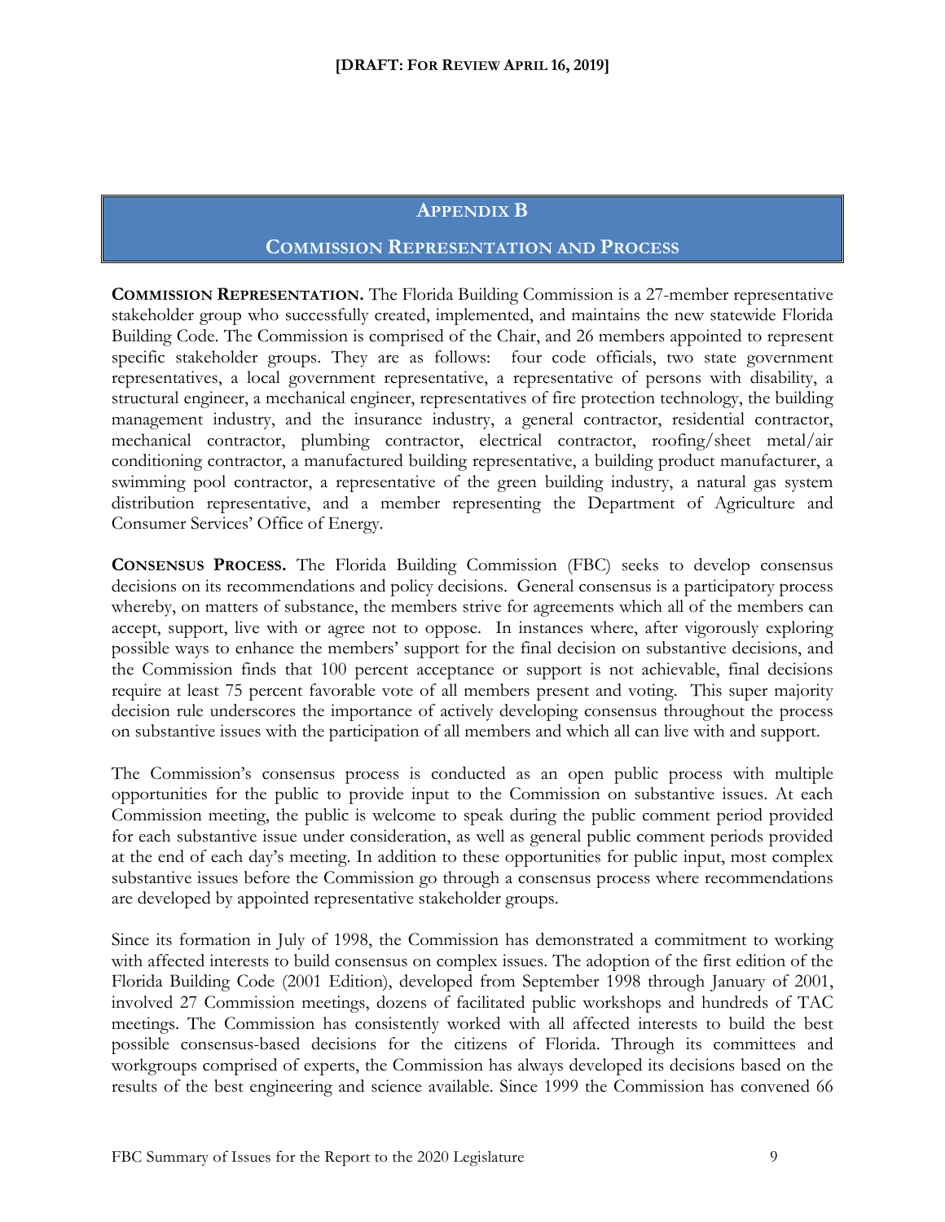## APPENDIX B

## COMMISSION REPRESENTATION AND PROCESS

**COMMISSION REPRESENTATION.** The Florida Building Commission is a 27-member representative stakeholder group who successfully created, implemented, and maintains the new statewide Florida Building Code. The Commission is comprised of the Chair, and 26 members appointed to represent specific stakeholder groups. They are as follows: four code officials, two state government representatives, a local government representative, a representative of persons with disability, a structural engineer, a mechanical engineer, representatives of fire protection technology, the building management industry, and the insurance industry, a general contractor, residential contractor, mechanical contractor, plumbing contractor, electrical contractor, roofing/sheet metal/air conditioning contractor, a manufactured building representative, a building product manufacturer, a swimming pool contractor, a representative of the green building industry, a natural gas system distribution representative, and a member representing the Department of Agriculture and Consumer Services' Office of Energy.

**CONSENSUS PROCESS.** The Florida Building Commission (FBC) seeks to develop consensus decisions on its recommendations and policy decisions. General consensus is a participatory process whereby, on matters of substance, the members strive for agreements which all of the members can accept, support, live with or agree not to oppose. In instances where, after vigorously exploring possible ways to enhance the members' support for the final decision on substantive decisions, and the Commission finds that 100 percent acceptance or support is not achievable, final decisions require at least 75 percent favorable vote of all members present and voting. This super majority decision rule underscores the importance of actively developing consensus throughout the process on substantive issues with the participation of all members and which all can live with and support.

The Commission's consensus process is conducted as an open public process with multiple opportunities for the public to provide input to the Commission on substantive issues. At each Commission meeting, the public is welcome to speak during the public comment period provided for each substantive issue under consideration, as well as general public comment periods provided at the end of each day's meeting. In addition to these opportunities for public input, most complex substantive issues before the Commission go through a consensus process where recommendations are developed by appointed representative stakeholder groups.

Since its formation in July of 1998, the Commission has demonstrated a commitment to working with affected interests to build consensus on complex issues. The adoption of the first edition of the Florida Building Code (2001 Edition), developed from September 1998 through January of 2001, involved 27 Commission meetings, dozens of facilitated public workshops and hundreds of TAC meetings. The Commission has consistently worked with all affected interests to build the best possible consensus-based decisions for the citizens of Florida. Through its committees and workgroups comprised of experts, the Commission has always developed its decisions based on the results of the best engineering and science available. Since 1999 the Commission has convened 66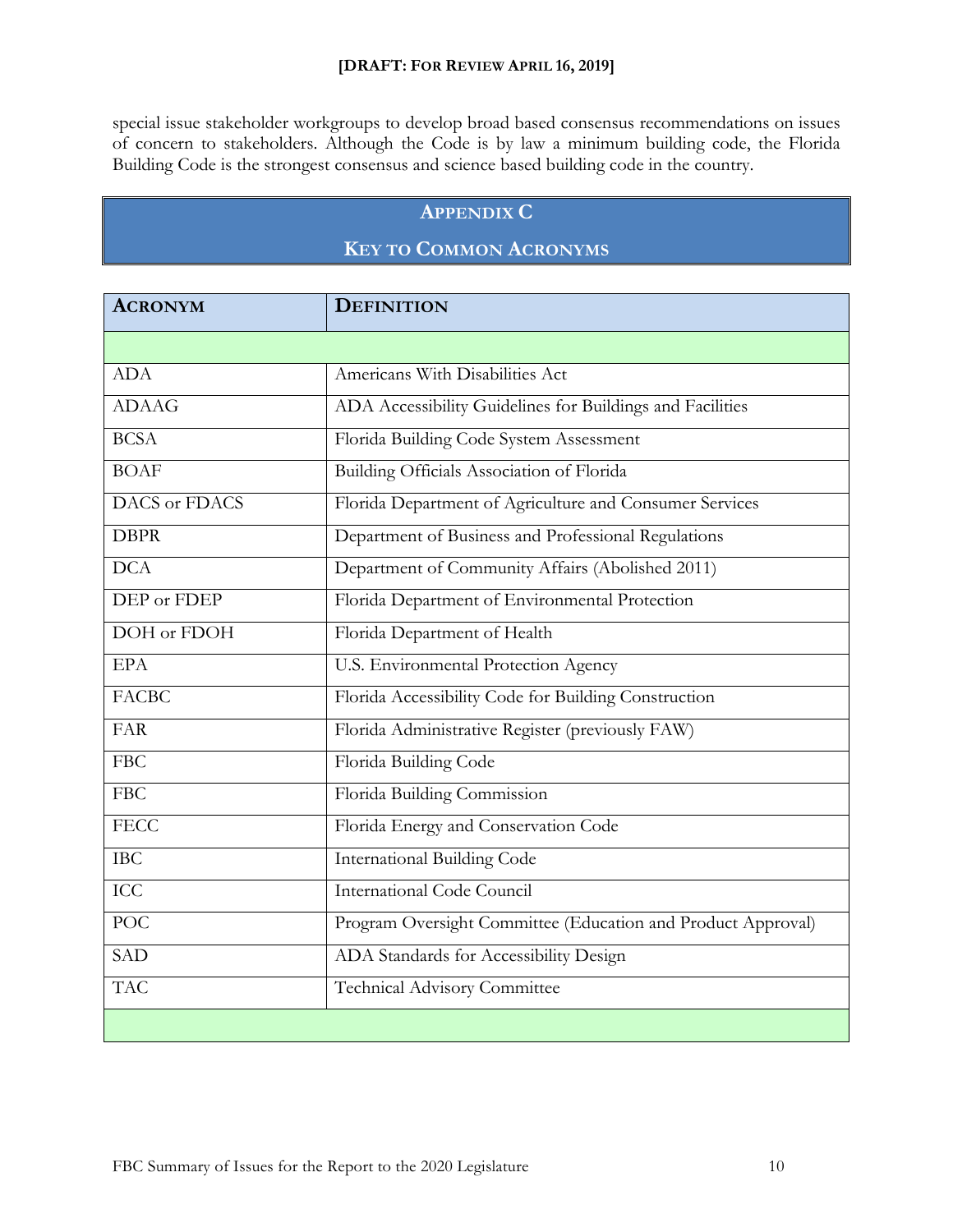special issue stakeholder workgroups to develop broad based consensus recommendations on issues of concern to stakeholders. Although the Code is by law a minimum building code, the Florida Building Code is the strongest consensus and science based building code in the country.

## APPENDIX C

## KEY TO COMMON ACRONYMS

| ACRONYM | DEFINITION |
| --- | --- |
| | |
| ADA | Americans With Disabilities Act |
| ADAAG | ADA Accessibility Guidelines for Buildings and Facilities |
| BCSA | Florida Building Code System Assessment |
| BOAF | Building Officials Association of Florida |
| DACS or FDACS | Florida Department of Agriculture and Consumer Services |
| DBPR | Department of Business and Professional Regulations |
| DCA | Department of Community Affairs (Abolished 2011) |
| DEP or FDEP | Florida Department of Environmental Protection |
| DOH or FDOH | Florida Department of Health |
| EPA | U.S. Environmental Protection Agency |
| FACBC | Florida Accessibility Code for Building Construction |
| FAR | Florida Administrative Register (previously FAW) |
| FBC | Florida Building Code |
| FBC | Florida Building Commission |
| FECC | Florida Energy and Conservation Code |
| IBC | International Building Code |
| ICC | International Code Council |
| POC | Program Oversight Committee (Education and Product Approval) |
| SAD | ADA Standards for Accessibility Design |
| TAC | Technical Advisory Committee |
| | |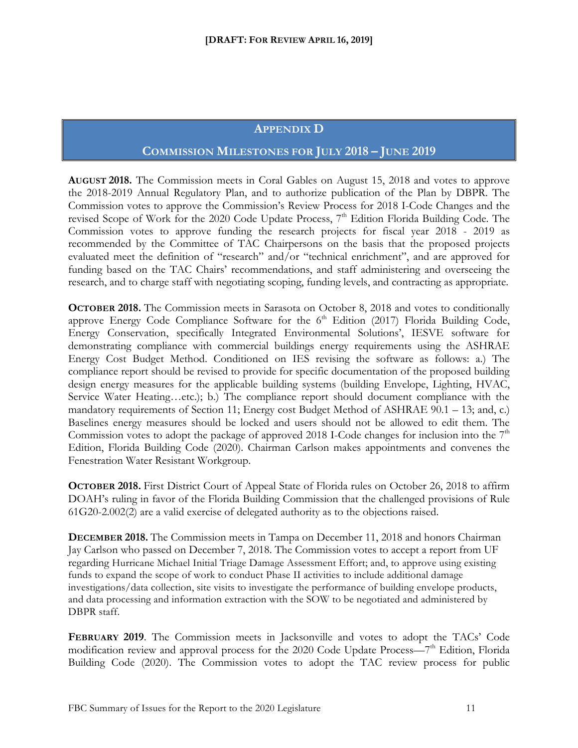**[DRAFT: FOR REVIEW APRIL 16, 2019]**

## APPENDIX D

## COMMISSION MILESTONES FOR JULY 2018 – JUNE 2019

**AUGUST 2018.** The Commission meets in Coral Gables on August 15, 2018 and votes to approve the 2018-2019 Annual Regulatory Plan, and to authorize publication of the Plan by DBPR. The Commission votes to approve the Commission's Review Process for 2018 I-Code Changes and the revised Scope of Work for the 2020 Code Update Process, 7th Edition Florida Building Code. The Commission votes to approve funding the research projects for fiscal year 2018 - 2019 as recommended by the Committee of TAC Chairpersons on the basis that the proposed projects evaluated meet the definition of "research" and/or "technical enrichment", and are approved for funding based on the TAC Chairs' recommendations, and staff administering and overseeing the research, and to charge staff with negotiating scoping, funding levels, and contracting as appropriate.

**OCTOBER 2018.** The Commission meets in Sarasota on October 8, 2018 and votes to conditionally approve Energy Code Compliance Software for the 6th Edition (2017) Florida Building Code, Energy Conservation, specifically Integrated Environmental Solutions', IESVE software for demonstrating compliance with commercial buildings energy requirements using the ASHRAE Energy Cost Budget Method. Conditioned on IES revising the software as follows: a.) The compliance report should be revised to provide for specific documentation of the proposed building design energy measures for the applicable building systems (building Envelope, Lighting, HVAC, Service Water Heating…etc.); b.) The compliance report should document compliance with the mandatory requirements of Section 11; Energy cost Budget Method of ASHRAE 90.1 – 13; and, c.) Baselines energy measures should be locked and users should not be allowed to edit them. The Commission votes to adopt the package of approved 2018 I-Code changes for inclusion into the 7th Edition, Florida Building Code (2020). Chairman Carlson makes appointments and convenes the Fenestration Water Resistant Workgroup.

**OCTOBER 2018.** First District Court of Appeal State of Florida rules on October 26, 2018 to affirm DOAH's ruling in favor of the Florida Building Commission that the challenged provisions of Rule 61G20-2.002(2) are a valid exercise of delegated authority as to the objections raised.

**DECEMBER 2018.** The Commission meets in Tampa on December 11, 2018 and honors Chairman Jay Carlson who passed on December 7, 2018. The Commission votes to accept a report from UF regarding Hurricane Michael Initial Triage Damage Assessment Effort; and, to approve using existing funds to expand the scope of work to conduct Phase II activities to include additional damage investigations/data collection, site visits to investigate the performance of building envelope products, and data processing and information extraction with the SOW to be negotiated and administered by DBPR staff.

**FEBRUARY 2019**. The Commission meets in Jacksonville and votes to adopt the TACs' Code modification review and approval process for the 2020 Code Update Process—7th Edition, Florida Building Code (2020). The Commission votes to adopt the TAC review process for public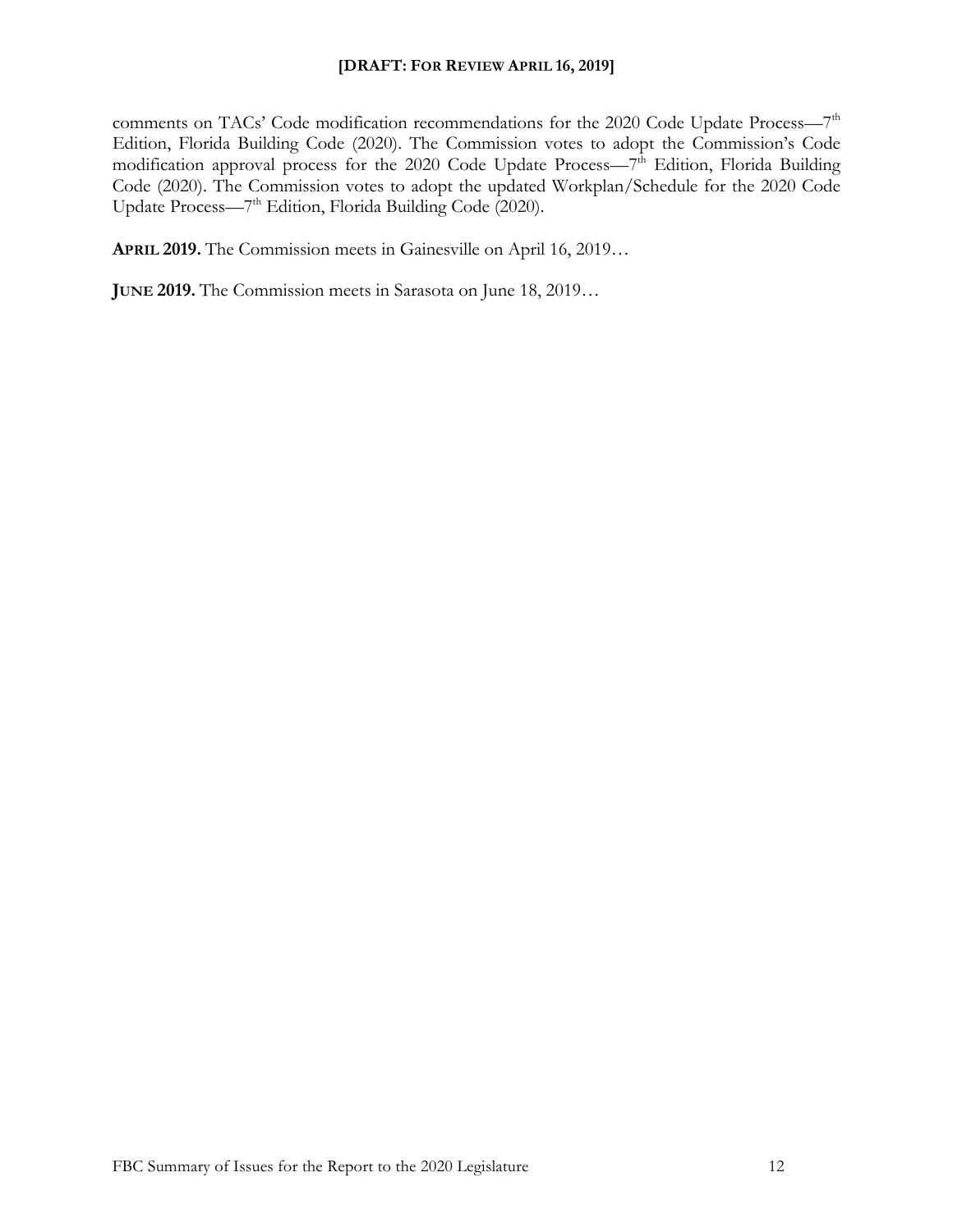comments on TACs' Code modification recommendations for the 2020 Code Update Process—7th Edition, Florida Building Code (2020). The Commission votes to adopt the Commission's Code modification approval process for the 2020 Code Update Process—7th Edition, Florida Building Code (2020). The Commission votes to adopt the updated Workplan/Schedule for the 2020 Code Update Process—7th Edition, Florida Building Code (2020).

**APRIL 2019.** The Commission meets in Gainesville on April 16, 2019…

**JUNE 2019.** The Commission meets in Sarasota on June 18, 2019…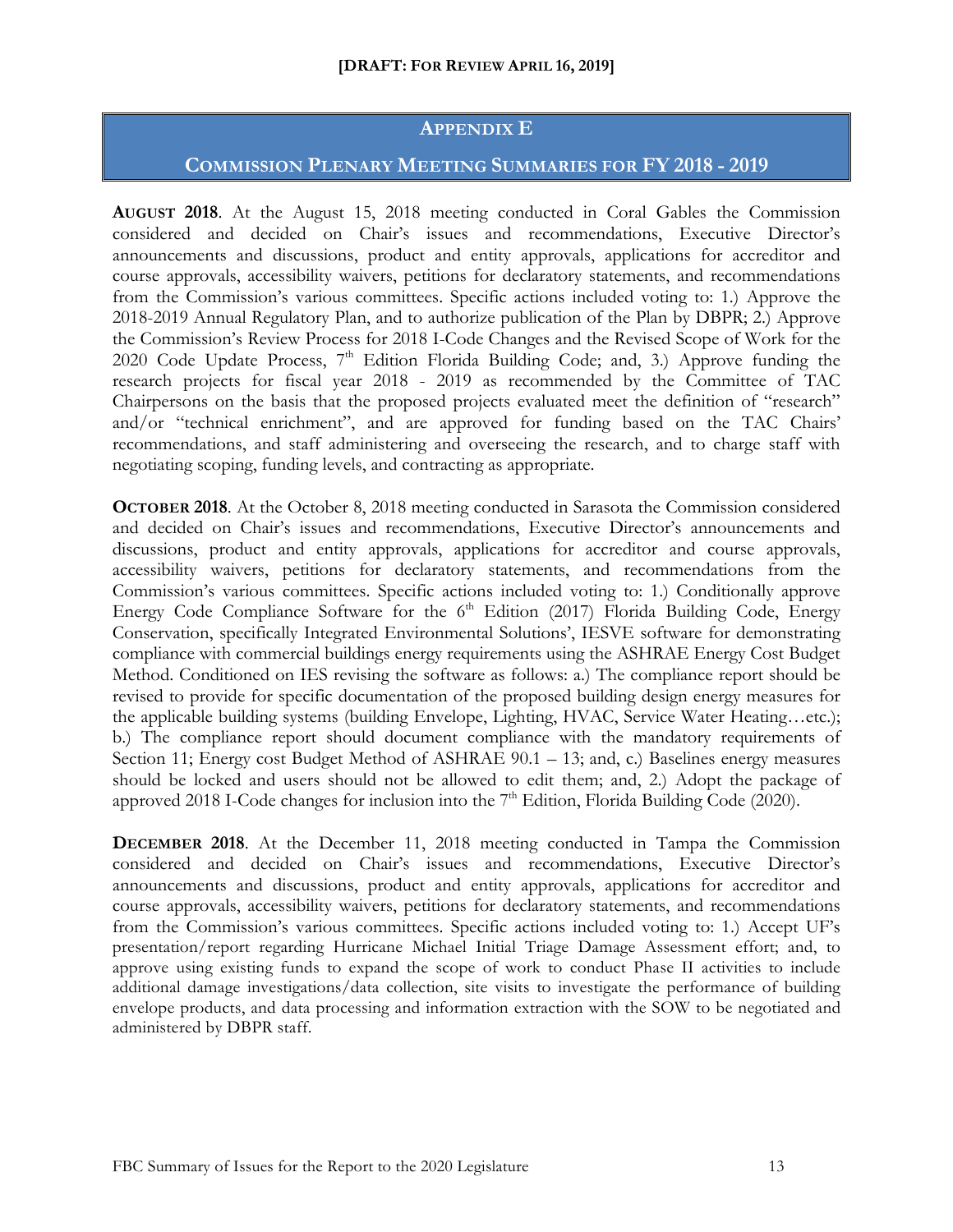## Appendix E

## Commission Plenary Meeting Summaries for FY 2018 - 2019

**August 2018**. At the August 15, 2018 meeting conducted in Coral Gables the Commission considered and decided on Chair's issues and recommendations, Executive Director's announcements and discussions, product and entity approvals, applications for accreditor and course approvals, accessibility waivers, petitions for declaratory statements, and recommendations from the Commission's various committees. Specific actions included voting to: 1.) Approve the 2018-2019 Annual Regulatory Plan, and to authorize publication of the Plan by DBPR; 2.) Approve the Commission's Review Process for 2018 I-Code Changes and the Revised Scope of Work for the 2020 Code Update Process, 7th Edition Florida Building Code; and, 3.) Approve funding the research projects for fiscal year 2018 - 2019 as recommended by the Committee of TAC Chairpersons on the basis that the proposed projects evaluated meet the definition of "research" and/or "technical enrichment", and are approved for funding based on the TAC Chairs' recommendations, and staff administering and overseeing the research, and to charge staff with negotiating scoping, funding levels, and contracting as appropriate.

**October 2018**. At the October 8, 2018 meeting conducted in Sarasota the Commission considered and decided on Chair's issues and recommendations, Executive Director's announcements and discussions, product and entity approvals, applications for accreditor and course approvals, accessibility waivers, petitions for declaratory statements, and recommendations from the Commission's various committees. Specific actions included voting to: 1.) Conditionally approve Energy Code Compliance Software for the 6th Edition (2017) Florida Building Code, Energy Conservation, specifically Integrated Environmental Solutions', IESVE software for demonstrating compliance with commercial buildings energy requirements using the ASHRAE Energy Cost Budget Method. Conditioned on IES revising the software as follows: a.) The compliance report should be revised to provide for specific documentation of the proposed building design energy measures for the applicable building systems (building Envelope, Lighting, HVAC, Service Water Heating…etc.); b.) The compliance report should document compliance with the mandatory requirements of Section 11; Energy cost Budget Method of ASHRAE 90.1 – 13; and, c.) Baselines energy measures should be locked and users should not be allowed to edit them; and, 2.) Adopt the package of approved 2018 I-Code changes for inclusion into the 7th Edition, Florida Building Code (2020).

**December 2018**. At the December 11, 2018 meeting conducted in Tampa the Commission considered and decided on Chair's issues and recommendations, Executive Director's announcements and discussions, product and entity approvals, applications for accreditor and course approvals, accessibility waivers, petitions for declaratory statements, and recommendations from the Commission's various committees. Specific actions included voting to: 1.) Accept UF's presentation/report regarding Hurricane Michael Initial Triage Damage Assessment effort; and, to approve using existing funds to expand the scope of work to conduct Phase II activities to include additional damage investigations/data collection, site visits to investigate the performance of building envelope products, and data processing and information extraction with the SOW to be negotiated and administered by DBPR staff.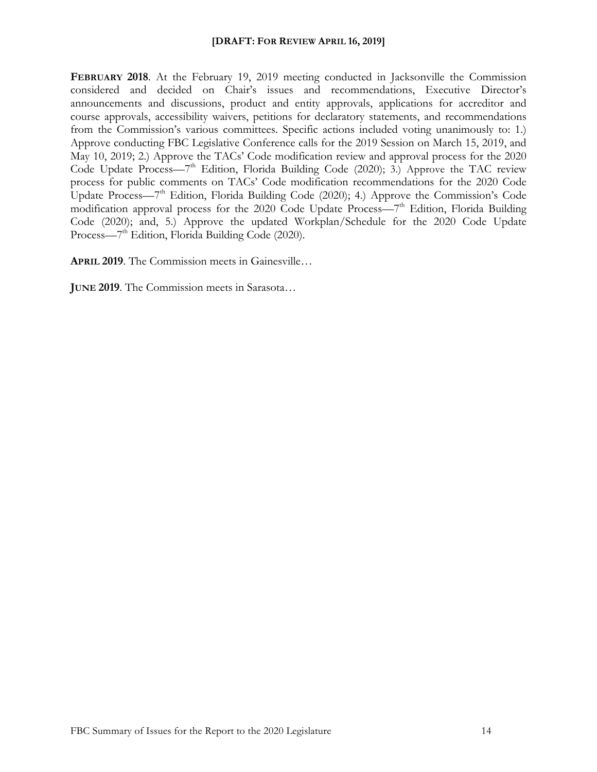**FEBRUARY 2018**. At the February 19, 2019 meeting conducted in Jacksonville the Commission considered and decided on Chair's issues and recommendations, Executive Director's announcements and discussions, product and entity approvals, applications for accreditor and course approvals, accessibility waivers, petitions for declaratory statements, and recommendations from the Commission's various committees. Specific actions included voting unanimously to: 1.) Approve conducting FBC Legislative Conference calls for the 2019 Session on March 15, 2019, and May 10, 2019; 2.) Approve the TACs' Code modification review and approval process for the 2020 Code Update Process—7th Edition, Florida Building Code (2020); 3.) Approve the TAC review process for public comments on TACs' Code modification recommendations for the 2020 Code Update Process—7th Edition, Florida Building Code (2020); 4.) Approve the Commission's Code modification approval process for the 2020 Code Update Process—7th Edition, Florida Building Code (2020); and, 5.) Approve the updated Workplan/Schedule for the 2020 Code Update Process—7th Edition, Florida Building Code (2020).

**APRIL 2019**. The Commission meets in Gainesville…

**JUNE 2019**. The Commission meets in Sarasota…